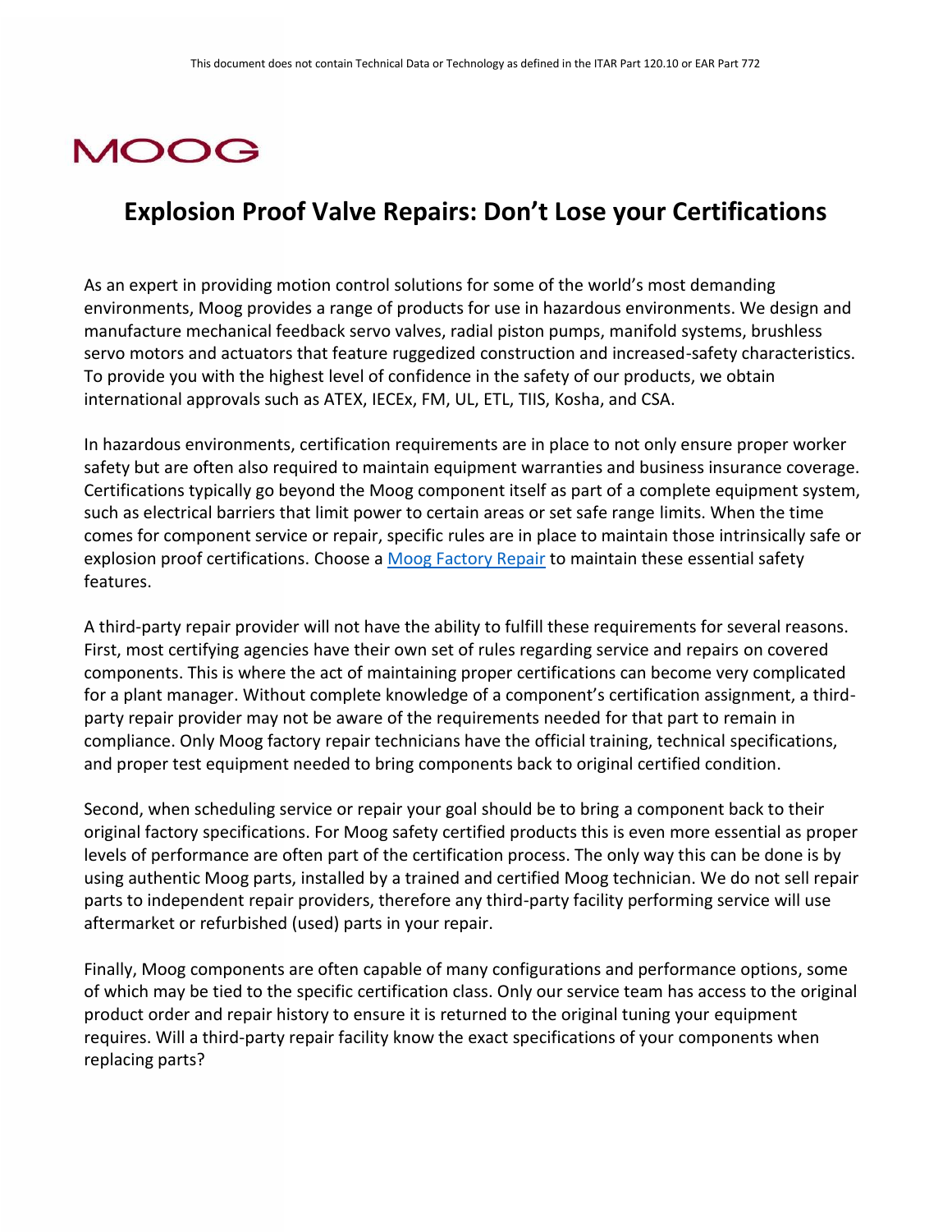This document does not contain Technical Data or Technology as defined in the ITAR Part 120.10 or EAR Part 772

MOOG

# Explosion Proof Valve Repairs: Don't Lose your Certifications

As an expert in providing motion control solutions for some of the world's most demanding environments, Moog provides a range of products for use in hazardous environments. We design and manufacture mechanical feedback servo valves, radial piston pumps, manifold systems, brushless servo motors and actuators that feature ruggedized construction and increased-safety characteristics. To provide you with the highest level of confidence in the safety of our products, we obtain international approvals such as ATEX, IECEx, FM, UL, ETL, TIIS, Kosha, and CSA.

In hazardous environments, certification requirements are in place to not only ensure proper worker safety but are often also required to maintain equipment warranties and business insurance coverage. Certifications typically go beyond the Moog component itself as part of a complete equipment system, such as electrical barriers that limit power to certain areas or set safe range limits. When the time comes for component service or repair, specific rules are in place to maintain those intrinsically safe or explosion proof certifications. Choose a Moog Factory Repair to maintain these essential safety features.

A third-party repair provider will not have the ability to fulfill these requirements for several reasons. First, most certifying agencies have their own set of rules regarding service and repairs on covered components. This is where the act of maintaining proper certifications can become very complicated for a plant manager. Without complete knowledge of a component's certification assignment, a third-party repair provider may not be aware of the requirements needed for that part to remain in compliance. Only Moog factory repair technicians have the official training, technical specifications, and proper test equipment needed to bring components back to original certified condition.

Second, when scheduling service or repair your goal should be to bring a component back to their original factory specifications. For Moog safety certified products this is even more essential as proper levels of performance are often part of the certification process. The only way this can be done is by using authentic Moog parts, installed by a trained and certified Moog technician. We do not sell repair parts to independent repair providers, therefore any third-party facility performing service will use aftermarket or refurbished (used) parts in your repair.

Finally, Moog components are often capable of many configurations and performance options, some of which may be tied to the specific certification class. Only our service team has access to the original product order and repair history to ensure it is returned to the original tuning your equipment requires. Will a third-party repair facility know the exact specifications of your components when replacing parts?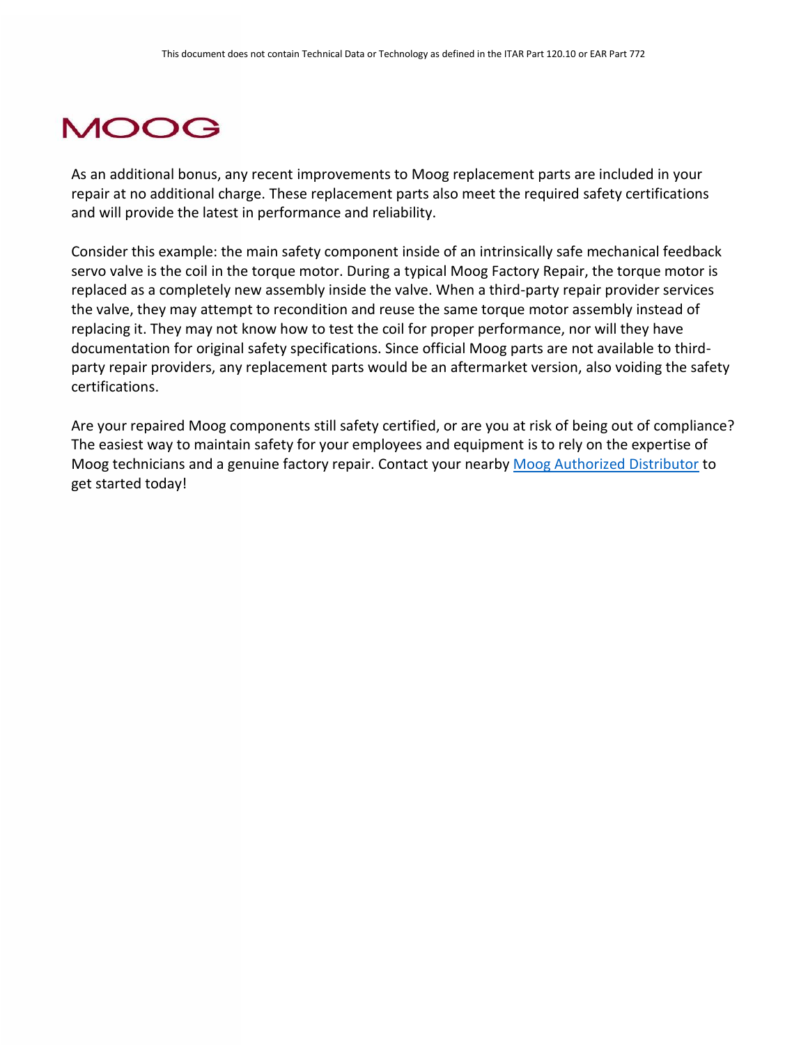As an additional bonus, any recent improvements to Moog replacement parts are included in your repair at no additional charge. These replacement parts also meet the required safety certifications and will provide the latest in performance and reliability.

Consider this example: the main safety component inside of an intrinsically safe mechanical feedback servo valve is the coil in the torque motor. During a typical Moog Factory Repair, the torque motor is replaced as a completely new assembly inside the valve. When a third-party repair provider services the valve, they may attempt to recondition and reuse the same torque motor assembly instead of replacing it. They may not know how to test the coil for proper performance, nor will they have documentation for original safety specifications. Since official Moog parts are not available to third-party repair providers, any replacement parts would be an aftermarket version, also voiding the safety certifications.

Are your repaired Moog components still safety certified, or are you at risk of being out of compliance? The easiest way to maintain safety for your employees and equipment is to rely on the expertise of Moog technicians and a genuine factory repair. Contact your nearby Moog Authorized Distributor to get started today!